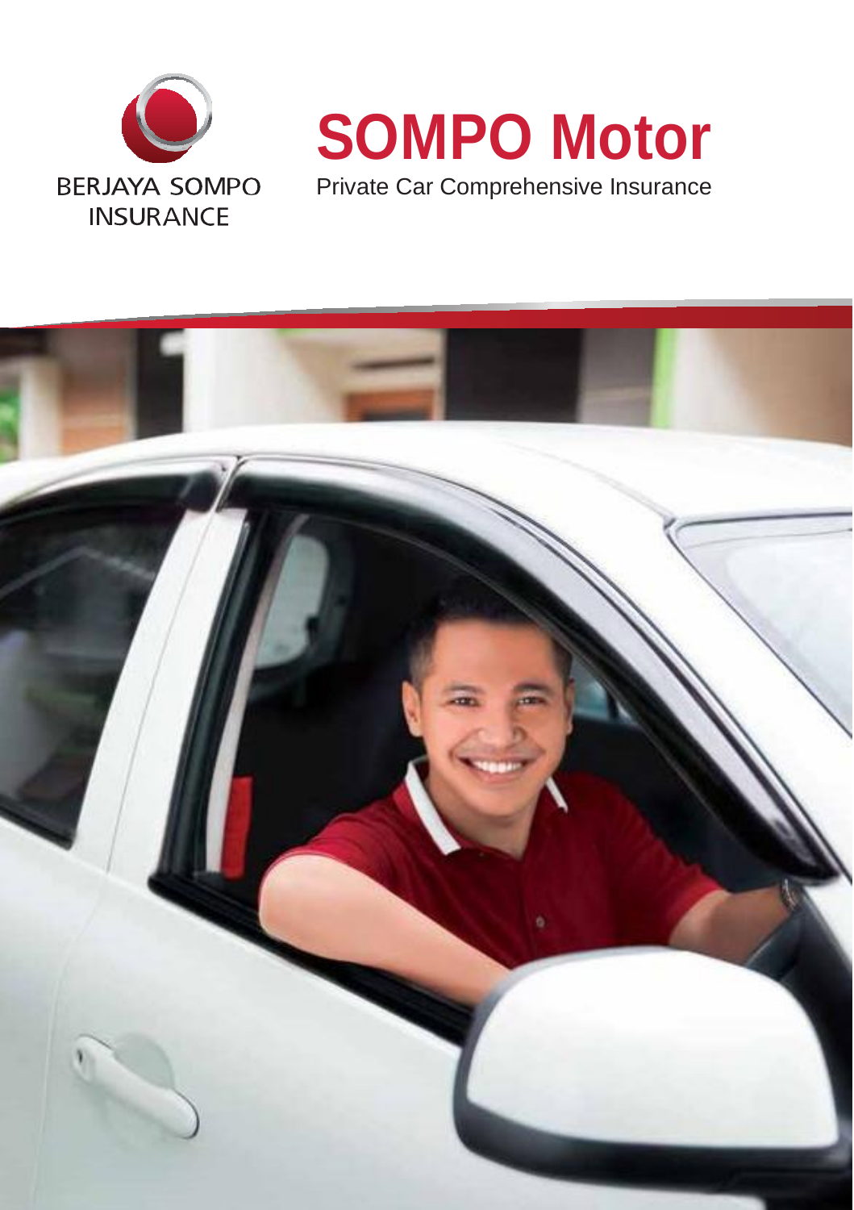BERJAYA SOMPO INSURANCE

# SOMPO Motor

Private Car Comprehensive Insurance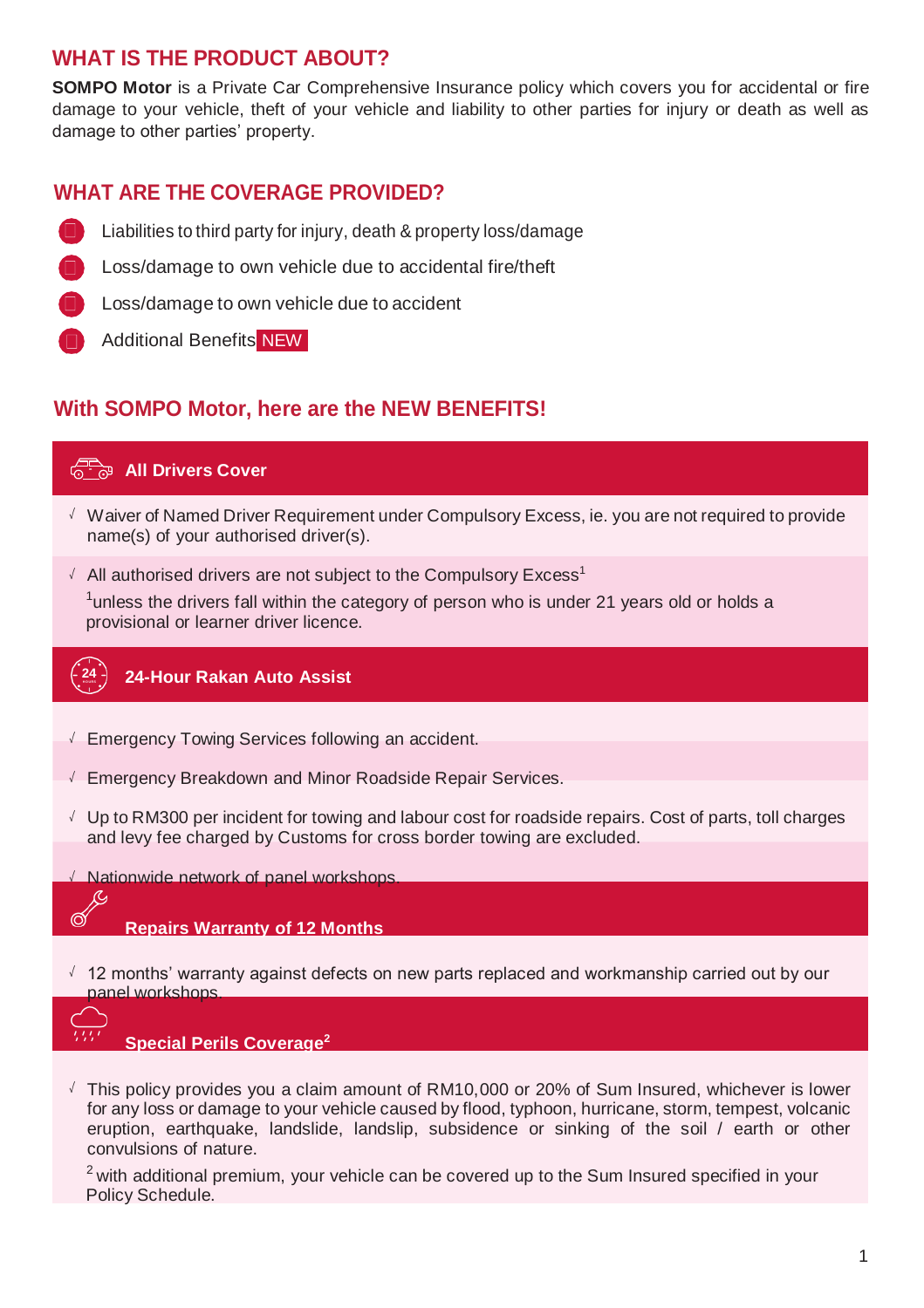## WHAT IS THE PRODUCT ABOUT?

**SOMPO Motor** is a Private Car Comprehensive Insurance policy which covers you for accidental or fire damage to your vehicle, theft of your vehicle and liability to other parties for injury or death as well as damage to other parties' property.

## WHAT ARE THE COVERAGE PROVIDED?

- Liabilities to third party for injury, death & property loss/damage
- Loss/damage to own vehicle due to accidental fire/theft
- Loss/damage to own vehicle due to accident
- Additional Benefits NEW

## With SOMPO Motor, here are the NEW BENEFITS!

### All Drivers Cover

- √ Waiver of Named Driver Requirement under Compulsory Excess, ie. you are not required to provide name(s) of your authorised driver(s).
- √ All authorised drivers are not subject to the Compulsory Excess[1]

  [1]unless the drivers fall within the category of person who is under 21 years old or holds a provisional or learner driver licence.

### 24-Hour Rakan Auto Assist

- √ Emergency Towing Services following an accident.
- √ Emergency Breakdown and Minor Roadside Repair Services.
- √ Up to RM300 per incident for towing and labour cost for roadside repairs. Cost of parts, toll charges and levy fee charged by Customs for cross border towing are excluded.
- √ Nationwide network of panel workshops.

### Repairs Warranty of 12 Months

- √ 12 months' warranty against defects on new parts replaced and workmanship carried out by our panel workshops.

### Special Perils Coverage[2]

- √ This policy provides you a claim amount of RM10,000 or 20% of Sum Insured, whichever is lower for any loss or damage to your vehicle caused by flood, typhoon, hurricane, storm, tempest, volcanic eruption, earthquake, landslide, landslip, subsidence or sinking of the soil / earth or other convulsions of nature.

  [2] with additional premium, your vehicle can be covered up to the Sum Insured specified in your Policy Schedule.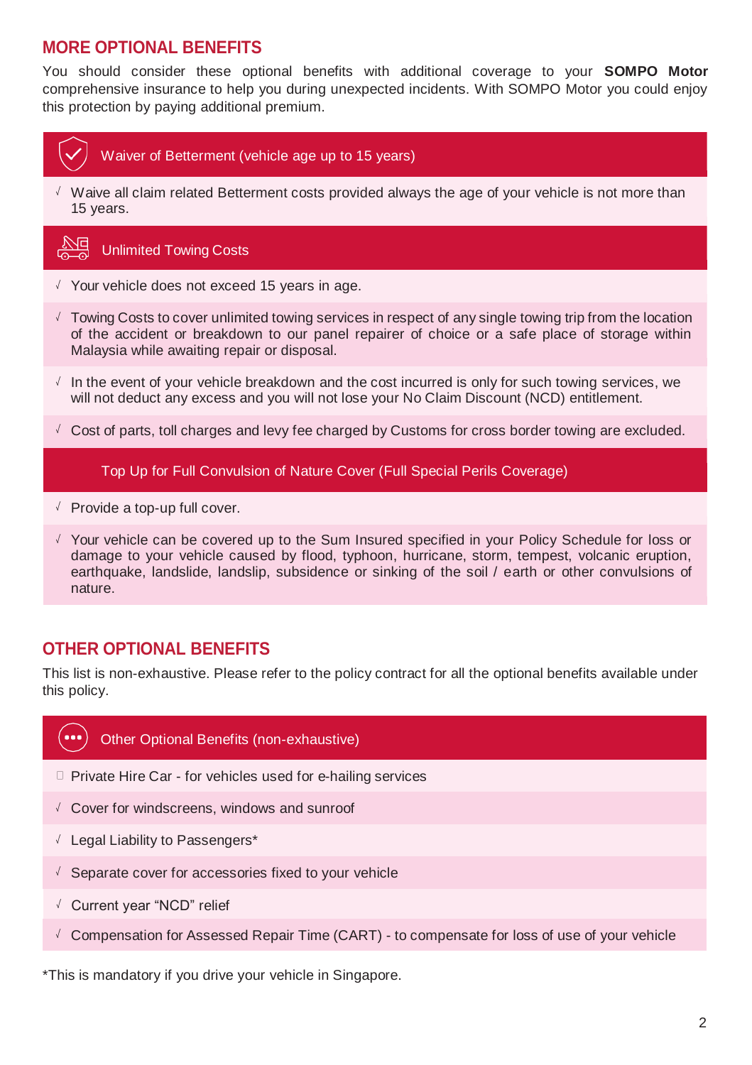## MORE OPTIONAL BENEFITS

You should consider these optional benefits with additional coverage to your **SOMPO Motor** comprehensive insurance to help you during unexpected incidents. With SOMPO Motor you could enjoy this protection by paying additional premium.

### Waiver of Betterment (vehicle age up to 15 years)

- √ Waive all claim related Betterment costs provided always the age of your vehicle is not more than 15 years.

### Unlimited Towing Costs

- √ Your vehicle does not exceed 15 years in age.
- √ Towing Costs to cover unlimited towing services in respect of any single towing trip from the location of the accident or breakdown to our panel repairer of choice or a safe place of storage within Malaysia while awaiting repair or disposal.
- √ In the event of your vehicle breakdown and the cost incurred is only for such towing services, we will not deduct any excess and you will not lose your No Claim Discount (NCD) entitlement.
- √ Cost of parts, toll charges and levy fee charged by Customs for cross border towing are excluded.

### Top Up for Full Convulsion of Nature Cover (Full Special Perils Coverage)

- √ Provide a top-up full cover.
- √ Your vehicle can be covered up to the Sum Insured specified in your Policy Schedule for loss or damage to your vehicle caused by flood, typhoon, hurricane, storm, tempest, volcanic eruption, earthquake, landslide, landslip, subsidence or sinking of the soil / earth or other convulsions of nature.

## OTHER OPTIONAL BENEFITS

This list is non-exhaustive. Please refer to the policy contract for all the optional benefits available under this policy.

### Other Optional Benefits (non-exhaustive)

- Private Hire Car - for vehicles used for e-hailing services
- √ Cover for windscreens, windows and sunroof
- √ Legal Liability to Passengers*
- √ Separate cover for accessories fixed to your vehicle
- √ Current year "NCD" relief
- √ Compensation for Assessed Repair Time (CART) - to compensate for loss of use of your vehicle

*This is mandatory if you drive your vehicle in Singapore.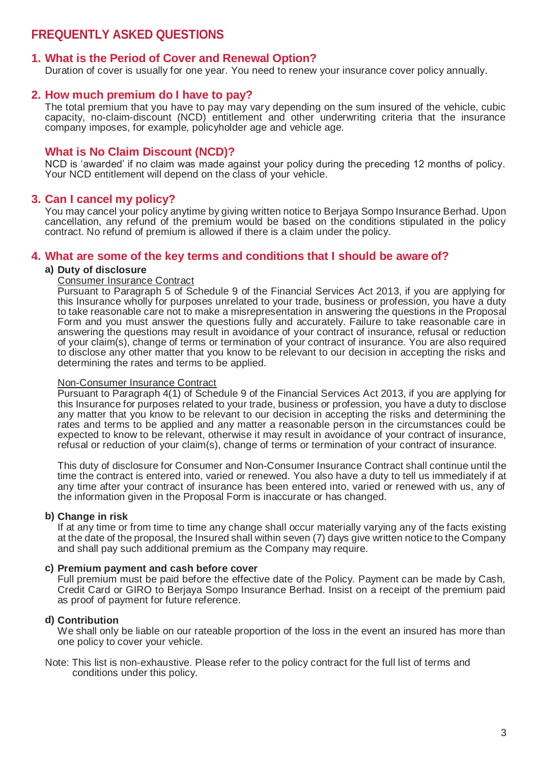# FREQUENTLY ASKED QUESTIONS

## 1. What is the Period of Cover and Renewal Option?

Duration of cover is usually for one year. You need to renew your insurance cover policy annually.

## 2. How much premium do I have to pay?

The total premium that you have to pay may vary depending on the sum insured of the vehicle, cubic capacity, no-claim-discount (NCD) entitlement and other underwriting criteria that the insurance company imposes, for example, policyholder age and vehicle age.

### What is No Claim Discount (NCD)?

NCD is 'awarded' if no claim was made against your policy during the preceding 12 months of policy. Your NCD entitlement will depend on the class of your vehicle.

## 3. Can I cancel my policy?

You may cancel your policy anytime by giving written notice to Berjaya Sompo Insurance Berhad. Upon cancellation, any refund of the premium would be based on the conditions stipulated in the policy contract. No refund of premium is allowed if there is a claim under the policy.

## 4. What are some of the key terms and conditions that I should be aware of?

### a) Duty of disclosure

Consumer Insurance Contract

Pursuant to Paragraph 5 of Schedule 9 of the Financial Services Act 2013, if you are applying for this Insurance wholly for purposes unrelated to your trade, business or profession, you have a duty to take reasonable care not to make a misrepresentation in answering the questions in the Proposal Form and you must answer the questions fully and accurately. Failure to take reasonable care in answering the questions may result in avoidance of your contract of insurance, refusal or reduction of your claim(s), change of terms or termination of your contract of insurance. You are also required to disclose any other matter that you know to be relevant to our decision in accepting the risks and determining the rates and terms to be applied.

Non-Consumer Insurance Contract

Pursuant to Paragraph 4(1) of Schedule 9 of the Financial Services Act 2013, if you are applying for this Insurance for purposes related to your trade, business or profession, you have a duty to disclose any matter that you know to be relevant to our decision in accepting the risks and determining the rates and terms to be applied and any matter a reasonable person in the circumstances could be expected to know to be relevant, otherwise it may result in avoidance of your contract of insurance, refusal or reduction of your claim(s), change of terms or termination of your contract of insurance.

This duty of disclosure for Consumer and Non-Consumer Insurance Contract shall continue until the time the contract is entered into, varied or renewed. You also have a duty to tell us immediately if at any time after your contract of insurance has been entered into, varied or renewed with us, any of the information given in the Proposal Form is inaccurate or has changed.

### b) Change in risk

If at any time or from time to time any change shall occur materially varying any of the facts existing at the date of the proposal, the Insured shall within seven (7) days give written notice to the Company and shall pay such additional premium as the Company may require.

### c) Premium payment and cash before cover

Full premium must be paid before the effective date of the Policy. Payment can be made by Cash, Credit Card or GIRO to Berjaya Sompo Insurance Berhad. Insist on a receipt of the premium paid as proof of payment for future reference.

### d) Contribution

We shall only be liable on our rateable proportion of the loss in the event an insured has more than one policy to cover your vehicle.

Note: This list is non-exhaustive. Please refer to the policy contract for the full list of terms and conditions under this policy.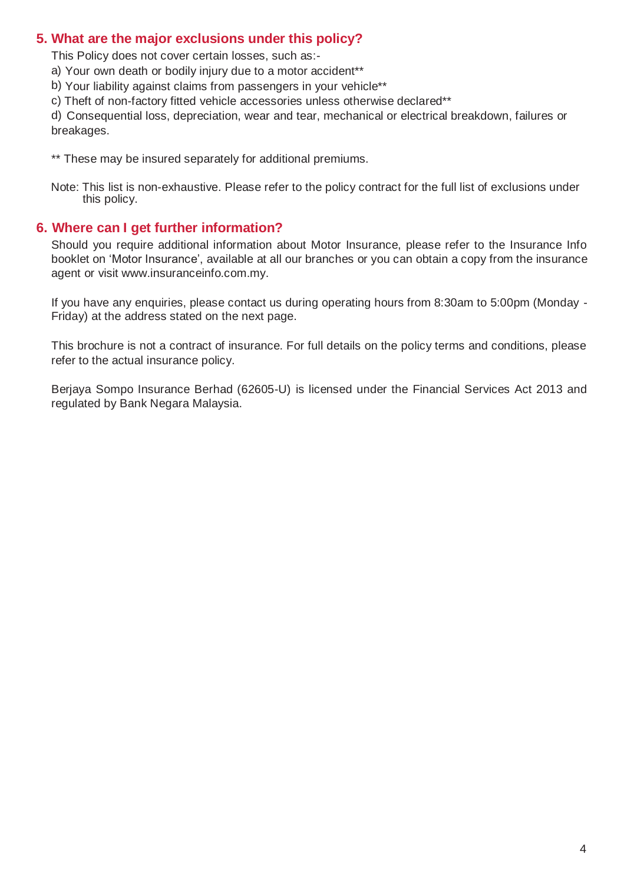## 5. What are the major exclusions under this policy?

This Policy does not cover certain losses, such as:-

a) Your own death or bodily injury due to a motor accident**

b) Your liability against claims from passengers in your vehicle**

c) Theft of non-factory fitted vehicle accessories unless otherwise declared**

d) Consequential loss, depreciation, wear and tear, mechanical or electrical breakdown, failures or breakages.

** These may be insured separately for additional premiums.

Note: This list is non-exhaustive. Please refer to the policy contract for the full list of exclusions under this policy.

## 6. Where can I get further information?

Should you require additional information about Motor Insurance, please refer to the Insurance Info booklet on 'Motor Insurance', available at all our branches or you can obtain a copy from the insurance agent or visit www.insuranceinfo.com.my.

If you have any enquiries, please contact us during operating hours from 8:30am to 5:00pm (Monday - Friday) at the address stated on the next page.

This brochure is not a contract of insurance. For full details on the policy terms and conditions, please refer to the actual insurance policy.

Berjaya Sompo Insurance Berhad (62605-U) is licensed under the Financial Services Act 2013 and regulated by Bank Negara Malaysia.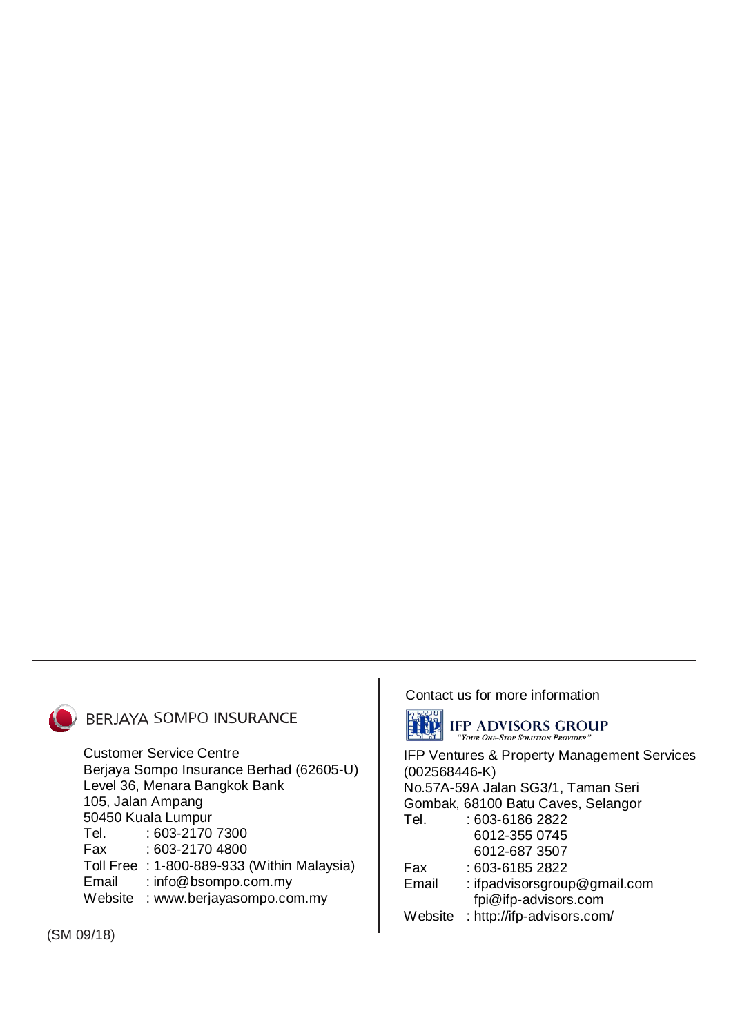BERJAYA SOMPO INSURANCE

Customer Service Centre
Berjaya Sompo Insurance Berhad (62605-U)
Level 36, Menara Bangkok Bank
105, Jalan Ampang
50450 Kuala Lumpur

| | |
|---|---|
| Tel. | : 603-2170 7300 |
| Fax | : 603-2170 4800 |
| Toll Free | : 1-800-889-933 (Within Malaysia) |
| Email | : info@bsompo.com.my |
| Website | : www.berjayasompo.com.my |

(SM 09/18)

Contact us for more information

IFP ADVISORS GROUP
*"Your One-Stop Solution Provider"*

IFP Ventures & Property Management Services (002568446-K)
No.57A-59A Jalan SG3/1, Taman Seri Gombak, 68100 Batu Caves, Selangor

| | |
|---|---|
| Tel. | : 603-6186 2822 |
| | 6012-355 0745 |
| | 6012-687 3507 |
| Fax | : 603-6185 2822 |
| Email | : ifpadvisorsgroup@gmail.com |
| | fpi@ifp-advisors.com |
| Website | : http://ifp-advisors.com/ |